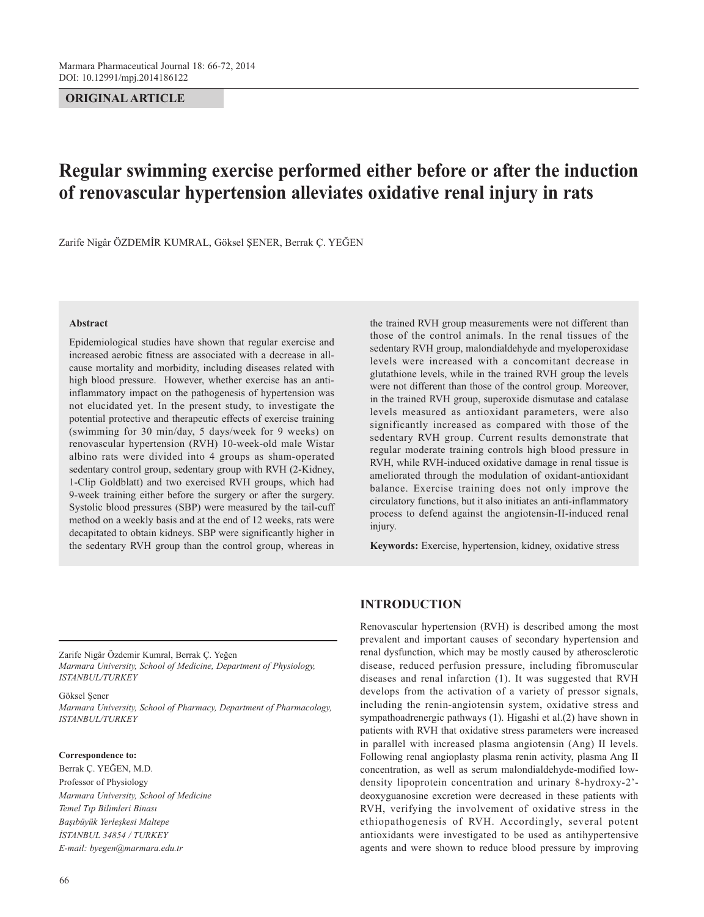ORIGINAL ARTICLE

# Regular swimming exercise performed either before or after the induction of renovascular hypertension alleviates oxidative renal injury in rats

Zarife Nigâr ÖZDEMİR KUMRAL, Göksel ŞENER, Berrak Ç. YEĞEN

**Abstract**

Epidemiological studies have shown that regular exercise and increased aerobic fitness are associated with a decrease in all-cause mortality and morbidity, including diseases related with high blood pressure. However, whether exercise has an anti-inflammatory impact on the pathogenesis of hypertension was not elucidated yet. In the present study, to investigate the potential protective and therapeutic effects of exercise training (swimming for 30 min/day, 5 days/week for 9 weeks) on renovascular hypertension (RVH) 10-week-old male Wistar albino rats were divided into 4 groups as sham-operated sedentary control group, sedentary group with RVH (2-Kidney, 1-Clip Goldblatt) and two exercised RVH groups, which had 9-week training either before the surgery or after the surgery. Systolic blood pressures (SBP) were measured by the tail-cuff method on a weekly basis and at the end of 12 weeks, rats were decapitated to obtain kidneys. SBP were significantly higher in the sedentary RVH group than the control group, whereas in the trained RVH group measurements were not different than those of the control animals. In the renal tissues of the sedentary RVH group, malondialdehyde and myeloperoxidase levels were increased with a concomitant decrease in glutathione levels, while in the trained RVH group the levels were not different than those of the control group. Moreover, in the trained RVH group, superoxide dismutase and catalase levels measured as antioxidant parameters, were also significantly increased as compared with those of the sedentary RVH group. Current results demonstrate that regular moderate training controls high blood pressure in RVH, while RVH-induced oxidative damage in renal tissue is ameliorated through the modulation of oxidant-antioxidant balance. Exercise training does not only improve the circulatory functions, but it also initiates an anti-inflammatory process to defend against the angiotensin-II-induced renal injury.

**Keywords:** Exercise, hypertension, kidney, oxidative stress

Zarife Nigâr Özdemir Kumral, Berrak Ç. Yeğen
*Marmara University, School of Medicine, Department of Physiology, ISTANBUL/TURKEY*

Göksel Şener
*Marmara University, School of Pharmacy, Department of Pharmacology, ISTANBUL/TURKEY*

**Correspondence to:**
Berrak Ç. YEĞEN, M.D.
Professor of Physiology
*Marmara University, School of Medicine*
*Temel Tıp Bilimleri Binası*
*Başıbüyük Yerleşkesi Maltepe*
*İSTANBUL 34854 / TURKEY*
*E-mail: byegen@marmara.edu.tr*

## INTRODUCTION

Renovascular hypertension (RVH) is described among the most prevalent and important causes of secondary hypertension and renal dysfunction, which may be mostly caused by atherosclerotic disease, reduced perfusion pressure, including fibromuscular diseases and renal infarction (1). It was suggested that RVH develops from the activation of a variety of pressor signals, including the renin-angiotensin system, oxidative stress and sympathoadrenergic pathways (1). Higashi et al.(2) have shown in patients with RVH that oxidative stress parameters were increased in parallel with increased plasma angiotensin (Ang) II levels. Following renal angioplasty plasma renin activity, plasma Ang II concentration, as well as serum malondialdehyde-modified low-density lipoprotein concentration and urinary 8-hydroxy-2'-deoxyguanosine excretion were decreased in these patients with RVH, verifying the involvement of oxidative stress in the ethiopathogenesis of RVH. Accordingly, several potent antioxidants were investigated to be used as antihypertensive agents and were shown to reduce blood pressure by improving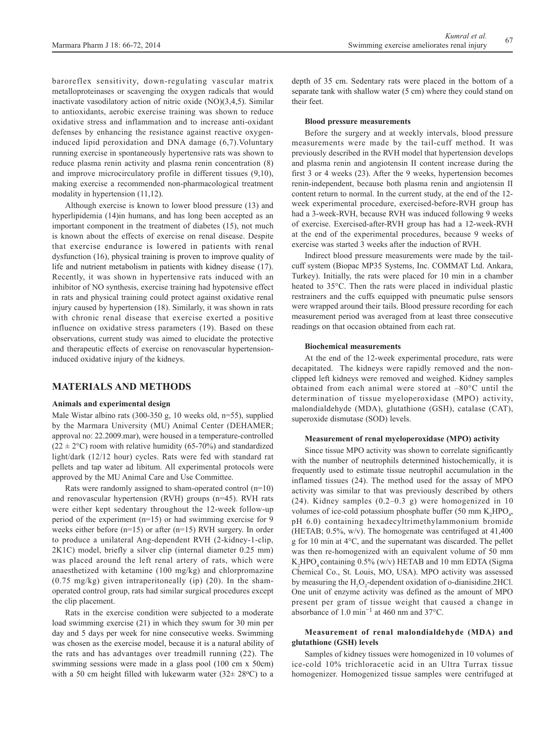baroreflex sensitivity, down-regulating vascular matrix metalloproteinases or scavenging the oxygen radicals that would inactivate vasodilatory action of nitric oxide (NO)(3,4,5). Similar to antioxidants, aerobic exercise training was shown to reduce oxidative stress and inflammation and to increase anti-oxidant defenses by enhancing the resistance against reactive oxygen-induced lipid peroxidation and DNA damage (6,7).Voluntary running exercise in spontaneously hypertensive rats was shown to reduce plasma renin activity and plasma renin concentration (8) and improve microcirculatory profile in different tissues (9,10), making exercise a recommended non-pharmacological treatment modality in hypertension (11,12).

Although exercise is known to lower blood pressure (13) and hyperlipidemia (14)in humans, and has long been accepted as an important component in the treatment of diabetes (15), not much is known about the effects of exercise on renal disease. Despite that exercise endurance is lowered in patients with renal dysfunction (16), physical training is proven to improve quality of life and nutrient metabolism in patients with kidney disease (17). Recently, it was shown in hypertensive rats induced with an inhibitor of NO synthesis, exercise training had hypotensive effect in rats and physical training could protect against oxidative renal injury caused by hypertension (18). Similarly, it was shown in rats with chronic renal disease that exercise exerted a positive influence on oxidative stress parameters (19). Based on these observations, current study was aimed to elucidate the protective and therapeutic effects of exercise on renovascular hypertension-induced oxidative injury of the kidneys.

## MATERIALS AND METHODS

### Animals and experimental design

Male Wistar albino rats (300-350 g, 10 weeks old, n=55), supplied by the Marmara University (MU) Animal Center (DEHAMER; approval no: 22.2009.mar), were housed in a temperature-controlled ($22 \pm 2°C$) room with relative humidity (65-70%) and standardized light/dark (12/12 hour) cycles. Rats were fed with standard rat pellets and tap water ad libitum. All experimental protocols were approved by the MU Animal Care and Use Committee.

Rats were randomly assigned to sham-operated control (n=10) and renovascular hypertension (RVH) groups (n=45). RVH rats were either kept sedentary throughout the 12-week follow-up period of the experiment (n=15) or had swimming exercise for 9 weeks either before (n=15) or after (n=15) RVH surgery. In order to produce a unilateral Ang-dependent RVH (2-kidney-1-clip, 2K1C) model, briefly a silver clip (internal diameter 0.25 mm) was placed around the left renal artery of rats, which were anaesthetized with ketamine (100 mg/kg) and chlorpromazine (0.75 mg/kg) given intraperitoneally (ip) (20). In the sham-operated control group, rats had similar surgical procedures except the clip placement.

Rats in the exercise condition were subjected to a moderate load swimming exercise (21) in which they swum for 30 min per day and 5 days per week for nine consecutive weeks. Swimming was chosen as the exercise model, because it is a natural ability of the rats and has advantages over treadmill running (22). The swimming sessions were made in a glass pool (100 cm x 50cm) with a 50 cm height filled with lukewarm water ($32\pm 28°C$) to a depth of 35 cm. Sedentary rats were placed in the bottom of a separate tank with shallow water (5 cm) where they could stand on their feet.

### Blood pressure measurements

Before the surgery and at weekly intervals, blood pressure measurements were made by the tail-cuff method. It was previously described in the RVH model that hypertension develops and plasma renin and angiotensin II content increase during the first 3 or 4 weeks (23). After the 9 weeks, hypertension becomes renin-independent, because both plasma renin and angiotensin II content return to normal. In the current study, at the end of the 12-week experimental procedure, exercised-before-RVH group has had a 3-week-RVH, because RVH was induced following 9 weeks of exercise. Exercised-after-RVH group has had a 12-week-RVH at the end of the experimental procedures, because 9 weeks of exercise was started 3 weeks after the induction of RVH.

Indirect blood pressure measurements were made by the tail-cuff system (Biopac MP35 Systems, Inc. COMMAT Ltd. Ankara, Turkey). Initially, the rats were placed for 10 min in a chamber heated to 35°C. Then the rats were placed in individual plastic restrainers and the cuffs equipped with pneumatic pulse sensors were wrapped around their tails. Blood pressure recording for each measurement period was averaged from at least three consecutive readings on that occasion obtained from each rat.

### Biochemical measurements

At the end of the 12-week experimental procedure, rats were decapitated. The kidneys were rapidly removed and the non-clipped left kidneys were removed and weighed. Kidney samples obtained from each animal were stored at –80°C until the determination of tissue myeloperoxidase (MPO) activity, malondialdehyde (MDA), glutathione (GSH), catalase (CAT), superoxide dismutase (SOD) levels.

### Measurement of renal myeloperoxidase (MPO) activity

Since tissue MPO activity was shown to correlate significantly with the number of neutrophils determined histochemically, it is frequently used to estimate tissue neutrophil accumulation in the inflamed tissues (24). The method used for the assay of MPO activity was similar to that was previously described by others (24). Kidney samples (0.2–0.3 g) were homogenized in 10 volumes of ice-cold potassium phosphate buffer (50 mm $K_2HPO_4$, pH 6.0) containing hexadecyltrimethylammonium bromide (HETAB; 0.5%, w/v). The homogenate was centrifuged at 41,400 g for 10 min at 4°C, and the supernatant was discarded. The pellet was then re-homogenized with an equivalent volume of 50 mm $K_2HPO_4$ containing 0.5% (w/v) HETAB and 10 mm EDTA (Sigma Chemical Co., St. Louis, MO, USA). MPO activity was assessed by measuring the $H_2O_2$-dependent oxidation of o-dianisidine.2HCl. One unit of enzyme activity was defined as the amount of MPO present per gram of tissue weight that caused a change in absorbance of 1.0 $min^{-1}$ at 460 nm and 37°C.

### Measurement of renal malondialdehyde (MDA) and glutathione (GSH) levels

Samples of kidney tissues were homogenized in 10 volumes of ice-cold 10% trichloracetic acid in an Ultra Turrax tissue homogenizer. Homogenized tissue samples were centrifuged at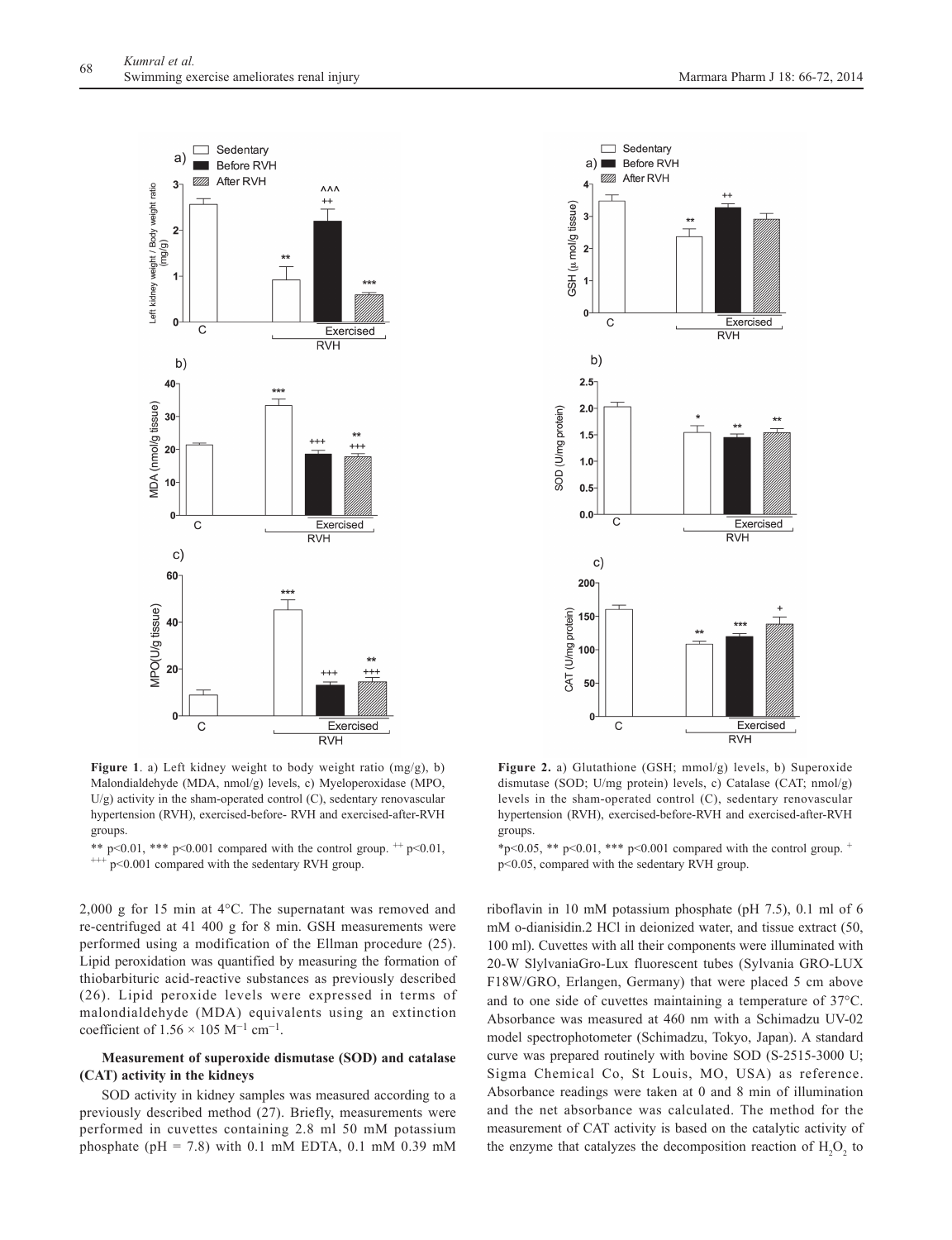**Figure 1**. a) Left kidney weight to body weight ratio (mg/g), b) Malondialdehyde (MDA, nmol/g) levels, c) Myeloperoxidase (MPO, U/g) activity in the sham-operated control (C), sedentary renovascular hypertension (RVH), exercised-before- RVH and exercised-after-RVH groups.

** p<0.01, *** p<0.001 compared with the control group. [++] p<0.01, [+++] p<0.001 compared with the sedentary RVH group.

**Figure 2.** a) Glutathione (GSH; mmol/g) levels, b) Superoxide dismutase (SOD; U/mg protein) levels, c) Catalase (CAT; nmol/g) levels in the sham-operated control (C), sedentary renovascular hypertension (RVH), exercised-before-RVH and exercised-after-RVH groups.

*p<0.05, ** p<0.01, *** p<0.001 compared with the control group. [+] p<0.05, compared with the sedentary RVH group.

2,000 g for 15 min at 4°C. The supernatant was removed and re-centrifuged at 41 400 g for 8 min. GSH measurements were performed using a modification of the Ellman procedure (25). Lipid peroxidation was quantified by measuring the formation of thiobarbituric acid-reactive substances as previously described (26). Lipid peroxide levels were expressed in terms of malondialdehyde (MDA) equivalents using an extinction coefficient of $1.56 \times 105\ M^{-1}\ cm^{-1}$.

**Measurement of superoxide dismutase (SOD) and catalase (CAT) activity in the kidneys**

SOD activity in kidney samples was measured according to a previously described method (27). Briefly, measurements were performed in cuvettes containing 2.8 ml 50 mM potassium phosphate (pH = 7.8) with 0.1 mM EDTA, 0.1 mM 0.39 mM riboflavin in 10 mM potassium phosphate (pH 7.5), 0.1 ml of 6 mM o-dianisidin.2 HCl in deionized water, and tissue extract (50, 100 ml). Cuvettes with all their components were illuminated with 20-W SlylvaniaGro-Lux fluorescent tubes (Sylvania GRO-LUX F18W/GRO, Erlangen, Germany) that were placed 5 cm above and to one side of cuvettes maintaining a temperature of 37°C. Absorbance was measured at 460 nm with a Schimadzu UV-02 model spectrophotometer (Schimadzu, Tokyo, Japan). A standard curve was prepared routinely with bovine SOD (S-2515-3000 U; Sigma Chemical Co, St Louis, MO, USA) as reference. Absorbance readings were taken at 0 and 8 min of illumination and the net absorbance was calculated. The method for the measurement of CAT activity is based on the catalytic activity of the enzyme that catalyzes the decomposition reaction of $H_2O_2$ to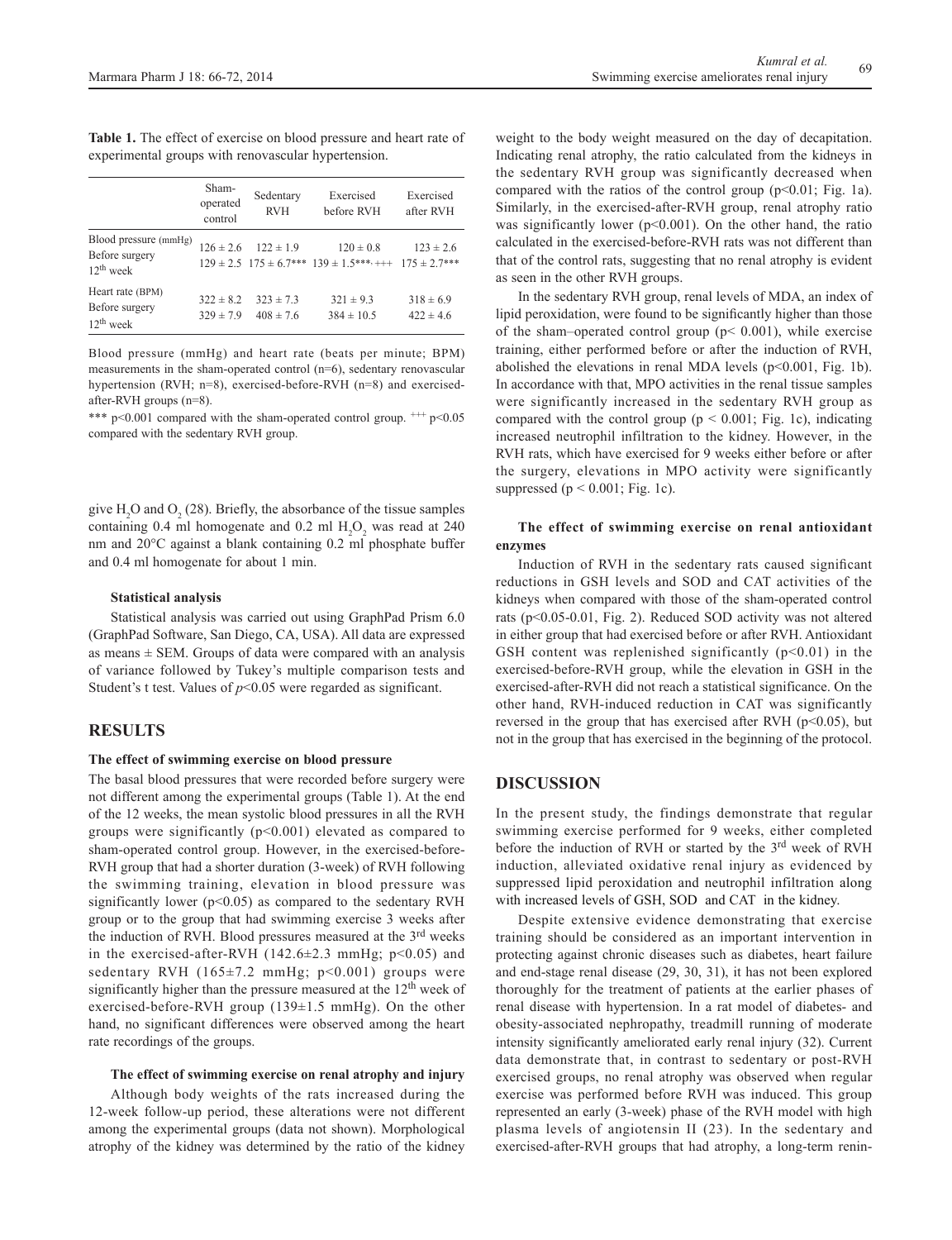**Table 1.** The effect of exercise on blood pressure and heart rate of experimental groups with renovascular hypertension.

| | Sham-operated control | Sedentary RVH | Exercised before RVH | Exercised after RVH |
|---|---|---|---|---|
| Blood pressure (mmHg) | | | | |
| Before surgery | 126 ± 2.6 | 122 ± 1.9 | 120 ± 0.8 | 123 ± 2.6 |
| 12th week | 129 ± 2.5 | 175 ± 6.7*** | 139 ± 1.5***, +++ | 175 ± 2.7*** |
| Heart rate (BPM) | | | | |
| Before surgery | 322 ± 8.2 | 323 ± 7.3 | 321 ± 9.3 | 318 ± 6.9 |
| 12th week | 329 ± 7.9 | 408 ± 7.6 | 384 ± 10.5 | 422 ± 4.6 |

Blood pressure (mmHg) and heart rate (beats per minute; BPM) measurements in the sham-operated control (n=6), sedentary renovascular hypertension (RVH; n=8), exercised-before-RVH (n=8) and exercised-after-RVH groups (n=8).

*** p<0.001 compared with the sham-operated control group. +++ p<0.05 compared with the sedentary RVH group.

give $H_2O$ and $O_2$ (28). Briefly, the absorbance of the tissue samples containing 0.4 ml homogenate and 0.2 ml $H_2O_2$ was read at 240 nm and 20°C against a blank containing 0.2 ml phosphate buffer and 0.4 ml homogenate for about 1 min.

#### Statistical analysis

Statistical analysis was carried out using GraphPad Prism 6.0 (GraphPad Software, San Diego, CA, USA). All data are expressed as means ± SEM. Groups of data were compared with an analysis of variance followed by Tukey's multiple comparison tests and Student's t test. Values of $p<0.05$ were regarded as significant.

## RESULTS

### The effect of swimming exercise on blood pressure

The basal blood pressures that were recorded before surgery were not different among the experimental groups (Table 1). At the end of the 12 weeks, the mean systolic blood pressures in all the RVH groups were significantly (p<0.001) elevated as compared to sham-operated control group. However, in the exercised-before-RVH group that had a shorter duration (3-week) of RVH following the swimming training, elevation in blood pressure was significantly lower (p<0.05) as compared to the sedentary RVH group or to the group that had swimming exercise 3 weeks after the induction of RVH. Blood pressures measured at the 3rd weeks in the exercised-after-RVH (142.6±2.3 mmHg; p<0.05) and sedentary RVH (165±7.2 mmHg; p<0.001) groups were significantly higher than the pressure measured at the 12th week of exercised-before-RVH group (139±1.5 mmHg). On the other hand, no significant differences were observed among the heart rate recordings of the groups.

#### The effect of swimming exercise on renal atrophy and injury

Although body weights of the rats increased during the 12-week follow-up period, these alterations were not different among the experimental groups (data not shown). Morphological atrophy of the kidney was determined by the ratio of the kidney weight to the body weight measured on the day of decapitation. Indicating renal atrophy, the ratio calculated from the kidneys in the sedentary RVH group was significantly decreased when compared with the ratios of the control group (p<0.01; Fig. 1a). Similarly, in the exercised-after-RVH group, renal atrophy ratio was significantly lower (p<0.001). On the other hand, the ratio calculated in the exercised-before-RVH rats was not different than that of the control rats, suggesting that no renal atrophy is evident as seen in the other RVH groups.

In the sedentary RVH group, renal levels of MDA, an index of lipid peroxidation, were found to be significantly higher than those of the sham–operated control group (p< 0.001), while exercise training, either performed before or after the induction of RVH, abolished the elevations in renal MDA levels (p<0.001, Fig. 1b). In accordance with that, MPO activities in the renal tissue samples were significantly increased in the sedentary RVH group as compared with the control group (p < 0.001; Fig. 1c), indicating increased neutrophil infiltration to the kidney. However, in the RVH rats, which have exercised for 9 weeks either before or after the surgery, elevations in MPO activity were significantly suppressed (p < 0.001; Fig. 1c).

#### The effect of swimming exercise on renal antioxidant enzymes

Induction of RVH in the sedentary rats caused significant reductions in GSH levels and SOD and CAT activities of the kidneys when compared with those of the sham-operated control rats (p<0.05-0.01, Fig. 2). Reduced SOD activity was not altered in either group that had exercised before or after RVH. Antioxidant GSH content was replenished significantly (p<0.01) in the exercised-before-RVH group, while the elevation in GSH in the exercised-after-RVH did not reach a statistical significance. On the other hand, RVH-induced reduction in CAT was significantly reversed in the group that has exercised after RVH (p<0.05), but not in the group that has exercised in the beginning of the protocol.

## DISCUSSION

In the present study, the findings demonstrate that regular swimming exercise performed for 9 weeks, either completed before the induction of RVH or started by the 3rd week of RVH induction, alleviated oxidative renal injury as evidenced by suppressed lipid peroxidation and neutrophil infiltration along with increased levels of GSH, SOD and CAT in the kidney.

Despite extensive evidence demonstrating that exercise training should be considered as an important intervention in protecting against chronic diseases such as diabetes, heart failure and end-stage renal disease (29, 30, 31), it has not been explored thoroughly for the treatment of patients at the earlier phases of renal disease with hypertension. In a rat model of diabetes- and obesity-associated nephropathy, treadmill running of moderate intensity significantly ameliorated early renal injury (32). Current data demonstrate that, in contrast to sedentary or post-RVH exercised groups, no renal atrophy was observed when regular exercise was performed before RVH was induced. This group represented an early (3-week) phase of the RVH model with high plasma levels of angiotensin II (23). In the sedentary and exercised-after-RVH groups that had atrophy, a long-term renin-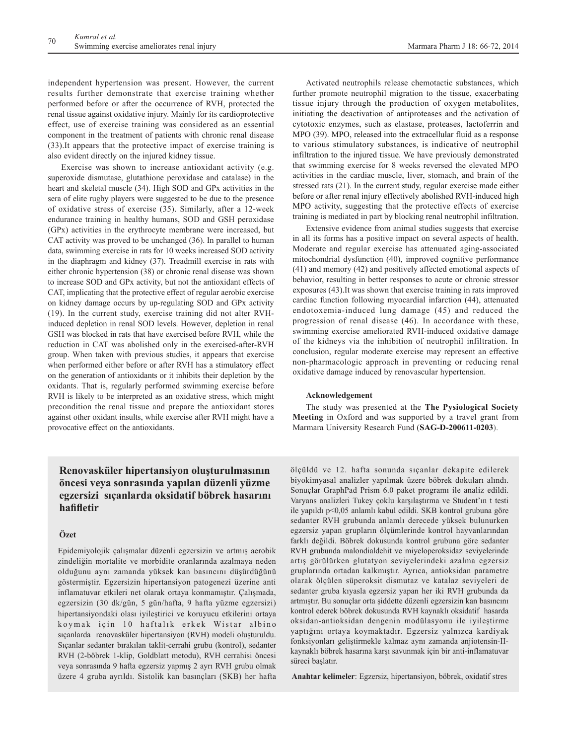independent hypertension was present. However, the current results further demonstrate that exercise training whether performed before or after the occurrence of RVH, protected the renal tissue against oxidative injury. Mainly for its cardioprotective effect, use of exercise training was considered as an essential component in the treatment of patients with chronic renal disease (33).It appears that the protective impact of exercise training is also evident directly on the injured kidney tissue.

Exercise was shown to increase antioxidant activity (e.g. superoxide dismutase, glutathione peroxidase and catalase) in the heart and skeletal muscle (34). High SOD and GPx activities in the sera of elite rugby players were suggested to be due to the presence of oxidative stress of exercise (35). Similarly, after a 12-week endurance training in healthy humans, SOD and GSH peroxidase (GPx) activities in the erythrocyte membrane were increased, but CAT activity was proved to be unchanged (36). In parallel to human data, swimming exercise in rats for 10 weeks increased SOD activity in the diaphragm and kidney (37). Treadmill exercise in rats with either chronic hypertension (38) or chronic renal disease was shown to increase SOD and GPx activity, but not the antioxidant effects of CAT, implicating that the protective effect of regular aerobic exercise on kidney damage occurs by up-regulating SOD and GPx activity (19). In the current study, exercise training did not alter RVH-induced depletion in renal SOD levels. However, depletion in renal GSH was blocked in rats that have exercised before RVH, while the reduction in CAT was abolished only in the exercised-after-RVH group. When taken with previous studies, it appears that exercise when performed either before or after RVH has a stimulatory effect on the generation of antioxidants or it inhibits their depletion by the oxidants. That is, regularly performed swimming exercise before RVH is likely to be interpreted as an oxidative stress, which might precondition the renal tissue and prepare the antioxidant stores against other oxidant insults, while exercise after RVH might have a provocative effect on the antioxidants.

Activated neutrophils release chemotactic substances, which further promote neutrophil migration to the tissue, exacerbating tissue injury through the production of oxygen metabolites, initiating the deactivation of antiproteases and the activation of cytotoxic enzymes, such as elastase, proteases, lactoferrin and MPO (39). MPO, released into the extracellular fluid as a response to various stimulatory substances, is indicative of neutrophil infiltration to the injured tissue. We have previously demonstrated that swimming exercise for 8 weeks reversed the elevated MPO activities in the cardiac muscle, liver, stomach, and brain of the stressed rats (21). In the current study, regular exercise made either before or after renal injury effectively abolished RVH-induced high MPO activity, suggesting that the protective effects of exercise training is mediated in part by blocking renal neutrophil infiltration.

Extensive evidence from animal studies suggests that exercise in all its forms has a positive impact on several aspects of health. Moderate and regular exercise has attenuated aging-associated mitochondrial dysfunction (40), improved cognitive performance (41) and memory (42) and positively affected emotional aspects of behavior, resulting in better responses to acute or chronic stressor exposures (43).It was shown that exercise training in rats improved cardiac function following myocardial infarction (44), attenuated endotoxemia-induced lung damage (45) and reduced the progression of renal disease (46). In accordance with these, swimming exercise ameliorated RVH-induced oxidative damage of the kidneys via the inhibition of neutrophil infiltration. In conclusion, regular moderate exercise may represent an effective non-pharmacologic approach in preventing or reducing renal oxidative damage induced by renovascular hypertension.

#### Acknowledgement

The study was presented at the **The Pysiological Society Meeting** in Oxford and was supported by a travel grant from Marmara University Research Fund (**SAG-D-200611-0203**).

## Renovasküler hipertansiyon oluşturulmasının öncesi veya sonrasında yapılan düzenli yüzme egzersizi sıçanlarda oksidatif böbrek hasarını hafifletir

#### Özet

Epidemiyolojik çalışmalar düzenli egzersizin ve artmış aerobik zindeliğin mortalite ve morbidite oranlarında azalmaya neden olduğunu aynı zamanda yüksek kan basıncını düşürdüğünü göstermiştir. Egzersizin hipertansiyon patogenezi üzerine anti inflamatuvar etkileri net olarak ortaya konmamıştır. Çalışmada, egzersizin (30 dk/gün, 5 gün/hafta, 9 hafta yüzme egzersizi) hipertansiyondaki olası iyileştirici ve koruyucu etkilerini ortaya koymak için 10 haftalık erkek Wistar albino sıçanlarda renovasküler hipertansiyon (RVH) modeli oluşturuldu. Sıçanlar sedanter bırakılan taklit-cerrahi grubu (kontrol), sedanter RVH (2-böbrek 1-klip, Goldblatt metodu), RVH cerrahisi öncesi veya sonrasında 9 hafta egzersiz yapmış 2 ayrı RVH grubu olmak üzere 4 gruba ayrıldı. Sistolik kan basınçları (SKB) her hafta ölçüldü ve 12. hafta sonunda sıçanlar dekapite edilerek biyokimyasal analizler yapılmak üzere böbrek dokuları alındı. Sonuçlar GraphPad Prism 6.0 paket programı ile analiz edildi. Varyans analizleri Tukey çoklu karşılaştırma ve Student'ın t testi ile yapıldı $p<0,05$ anlamlı kabul edildi. SKB kontrol grubuna göre sedanter RVH grubunda anlamlı derecede yüksek bulunurken egzersiz yapan grupların ölçümlerinde kontrol hayvanlarından farklı değildi. Böbrek dokusunda kontrol grubuna göre sedanter RVH grubunda malondialdehit ve miyeloperoksidaz seviyelerinde artış görülürken glutatyon seviyelerindeki azalma egzersiz gruplarında ortadan kalkmıştır. Ayrıca, antioksidan parametre olarak ölçülen süperoksit dismutaz ve katalaz seviyeleri de sedanter gruba kıyasla egzersiz yapan her iki RVH grubunda da artmıştır. Bu sonuçlar orta şiddette düzenli egzersizin kan basıncını kontrol ederek böbrek dokusunda RVH kaynaklı oksidatif hasarda oksidan-antioksidan dengenin modülasyonu ile iyileştirme yaptığını ortaya koymaktadır. Egzersiz yalnızca kardiyak fonksiyonları geliştirmekle kalmaz aynı zamanda anjiotensin-II-kaynaklı böbrek hasarına karşı savunmak için bir anti-inflamatuvar süreci başlatır.

**Anahtar kelimeler**: Egzersiz, hipertansiyon, böbrek, oxidatif stres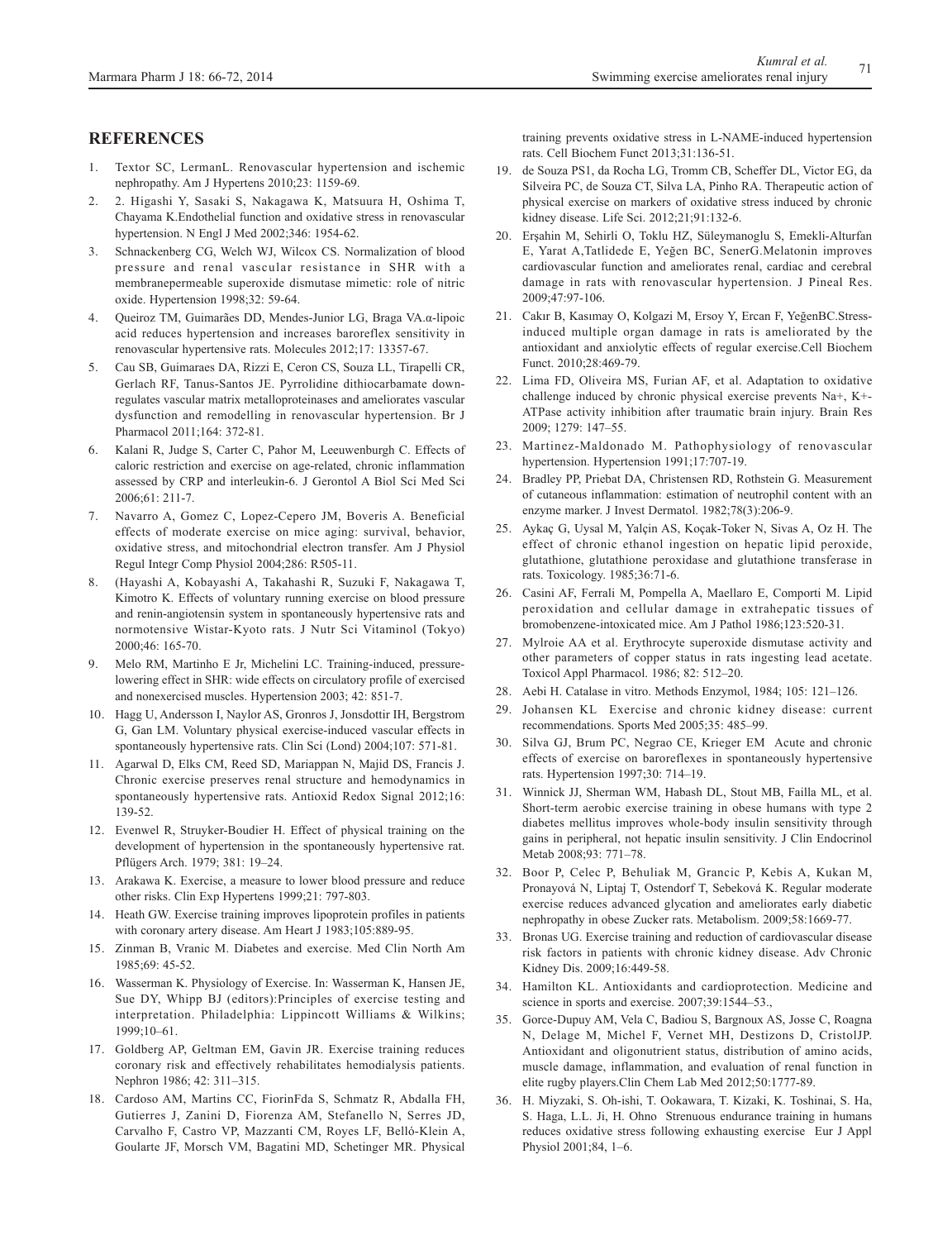## REFERENCES

1. Textor SC, LermanL. Renovascular hypertension and ischemic nephropathy. Am J Hypertens 2010;23: 1159-69.
2. 2. Higashi Y, Sasaki S, Nakagawa K, Matsuura H, Oshima T, Chayama K.Endothelial function and oxidative stress in renovascular hypertension. N Engl J Med 2002;346: 1954-62.
3. Schnackenberg CG, Welch WJ, Wilcox CS. Normalization of blood pressure and renal vascular resistance in SHR with a membranepermeable superoxide dismutase mimetic: role of nitric oxide. Hypertension 1998;32: 59-64.
4. Queiroz TM, Guimarães DD, Mendes-Junior LG, Braga VA.α-lipoic acid reduces hypertension and increases baroreflex sensitivity in renovascular hypertensive rats. Molecules 2012;17: 13357-67.
5. Cau SB, Guimaraes DA, Rizzi E, Ceron CS, Souza LL, Tirapelli CR, Gerlach RF, Tanus-Santos JE. Pyrrolidine dithiocarbamate downregulates vascular matrix metalloproteinases and ameliorates vascular dysfunction and remodelling in renovascular hypertension. Br J Pharmacol 2011;164: 372-81.
6. Kalani R, Judge S, Carter C, Pahor M, Leeuwenburgh C. Effects of caloric restriction and exercise on age-related, chronic inflammation assessed by CRP and interleukin-6. J Gerontol A Biol Sci Med Sci 2006;61: 211-7.
7. Navarro A, Gomez C, Lopez-Cepero JM, Boveris A. Beneficial effects of moderate exercise on mice aging: survival, behavior, oxidative stress, and mitochondrial electron transfer. Am J Physiol Regul Integr Comp Physiol 2004;286: R505-11.
8. (Hayashi A, Kobayashi A, Takahashi R, Suzuki F, Nakagawa T, Kimotro K. Effects of voluntary running exercise on blood pressure and renin-angiotensin system in spontaneously hypertensive rats and normotensive Wistar-Kyoto rats. J Nutr Sci Vitaminol (Tokyo) 2000;46: 165-70.
9. Melo RM, Martinho E Jr, Michelini LC. Training-induced, pressure-lowering effect in SHR: wide effects on circulatory profile of exercised and nonexercised muscles. Hypertension 2003; 42: 851-7.
10. Hagg U, Andersson I, Naylor AS, Gronros J, Jonsdottir IH, Bergstrom G, Gan LM. Voluntary physical exercise-induced vascular effects in spontaneously hypertensive rats. Clin Sci (Lond) 2004;107: 571-81.
11. Agarwal D, Elks CM, Reed SD, Mariappan N, Majid DS, Francis J. Chronic exercise preserves renal structure and hemodynamics in spontaneously hypertensive rats. Antioxid Redox Signal 2012;16: 139-52.
12. Evenwel R, Struyker-Boudier H. Effect of physical training on the development of hypertension in the spontaneously hypertensive rat. Pflügers Arch. 1979; 381: 19–24.
13. Arakawa K. Exercise, a measure to lower blood pressure and reduce other risks. Clin Exp Hypertens 1999;21: 797-803.
14. Heath GW. Exercise training improves lipoprotein profiles in patients with coronary artery disease. Am Heart J 1983;105:889-95.
15. Zinman B, Vranic M. Diabetes and exercise. Med Clin North Am 1985;69: 45-52.
16. Wasserman K. Physiology of Exercise. In: Wasserman K, Hansen JE, Sue DY, Whipp BJ (editors):Principles of exercise testing and interpretation. Philadelphia: Lippincott Williams & Wilkins; 1999;10–61.
17. Goldberg AP, Geltman EM, Gavin JR. Exercise training reduces coronary risk and effectively rehabilitates hemodialysis patients. Nephron 1986; 42: 311–315.
18. Cardoso AM, Martins CC, FiorinFda S, Schmatz R, Abdalla FH, Gutierres J, Zanini D, Fiorenza AM, Stefanello N, Serres JD, Carvalho F, Castro VP, Mazzanti CM, Royes LF, Belló-Klein A, Goularte JF, Morsch VM, Bagatini MD, Schetinger MR. Physical training prevents oxidative stress in L-NAME-induced hypertension rats. Cell Biochem Funct 2013;31:136-51.
19. de Souza PS1, da Rocha LG, Tromm CB, Scheffer DL, Victor EG, da Silveira PC, de Souza CT, Silva LA, Pinho RA. Therapeutic action of physical exercise on markers of oxidative stress induced by chronic kidney disease. Life Sci. 2012;21;91:132-6.
20. Erşahin M, Sehirli O, Toklu HZ, Süleymanoglu S, Emekli-Alturfan E, Yarat A,Tatlidede E, Yeğen BC, SenerG.Melatonin improves cardiovascular function and ameliorates renal, cardiac and cerebral damage in rats with renovascular hypertension. J Pineal Res. 2009;47:97-106.
21. Cakır B, Kasımay O, Kolgazi M, Ersoy Y, Ercan F, YeğenBC.Stress-induced multiple organ damage in rats is ameliorated by the antioxidant and anxiolytic effects of regular exercise.Cell Biochem Funct. 2010;28:469-79.
22. Lima FD, Oliveira MS, Furian AF, et al. Adaptation to oxidative challenge induced by chronic physical exercise prevents Na+, K+-ATPase activity inhibition after traumatic brain injury. Brain Res 2009; 1279: 147–55.
23. Martinez-Maldonado M. Pathophysiology of renovascular hypertension. Hypertension 1991;17:707-19.
24. Bradley PP, Priebat DA, Christensen RD, Rothstein G. Measurement of cutaneous inflammation: estimation of neutrophil content with an enzyme marker. J Invest Dermatol. 1982;78(3):206-9.
25. Aykaç G, Uysal M, Yalçin AS, Koçak-Toker N, Sivas A, Oz H. The effect of chronic ethanol ingestion on hepatic lipid peroxide, glutathione, glutathione peroxidase and glutathione transferase in rats. Toxicology. 1985;36:71-6.
26. Casini AF, Ferrali M, Pompella A, Maellaro E, Comporti M. Lipid peroxidation and cellular damage in extrahepatic tissues of bromobenzene-intoxicated mice. Am J Pathol 1986;123:520-31.
27. Mylroie AA et al. Erythrocyte superoxide dismutase activity and other parameters of copper status in rats ingesting lead acetate. Toxicol Appl Pharmacol. 1986; 82: 512–20.
28. Aebi H. Catalase in vitro. Methods Enzymol, 1984; 105: 121–126.
29. Johansen KL Exercise and chronic kidney disease: current recommendations. Sports Med 2005;35: 485–99.
30. Silva GJ, Brum PC, Negrao CE, Krieger EM Acute and chronic effects of exercise on baroreflexes in spontaneously hypertensive rats. Hypertension 1997;30: 714–19.
31. Winnick JJ, Sherman WM, Habash DL, Stout MB, Failla ML, et al. Short-term aerobic exercise training in obese humans with type 2 diabetes mellitus improves whole-body insulin sensitivity through gains in peripheral, not hepatic insulin sensitivity. J Clin Endocrinol Metab 2008;93: 771–78.
32. Boor P, Celec P, Behuliak M, Grancic P, Kebis A, Kukan M, Pronayová N, Liptaj T, Ostendorf T, Sebeková K. Regular moderate exercise reduces advanced glycation and ameliorates early diabetic nephropathy in obese Zucker rats. Metabolism. 2009;58:1669-77.
33. Bronas UG. Exercise training and reduction of cardiovascular disease risk factors in patients with chronic kidney disease. Adv Chronic Kidney Dis. 2009;16:449-58.
34. Hamilton KL. Antioxidants and cardioprotection. Medicine and science in sports and exercise. 2007;39:1544–53.,
35. Gorce-Dupuy AM, Vela C, Badiou S, Bargnoux AS, Josse C, Roagna N, Delage M, Michel F, Vernet MH, Destizons D, CristolJP. Antioxidant and oligonutrient status, distribution of amino acids, muscle damage, inflammation, and evaluation of renal function in elite rugby players.Clin Chem Lab Med 2012;50:1777-89.
36. H. Miyzaki, S. Oh-ishi, T. Ookawara, T. Kizaki, K. Toshinai, S. Ha, S. Haga, L.L. Ji, H. Ohno Strenuous endurance training in humans reduces oxidative stress following exhausting exercise Eur J Appl Physiol 2001;84, 1–6.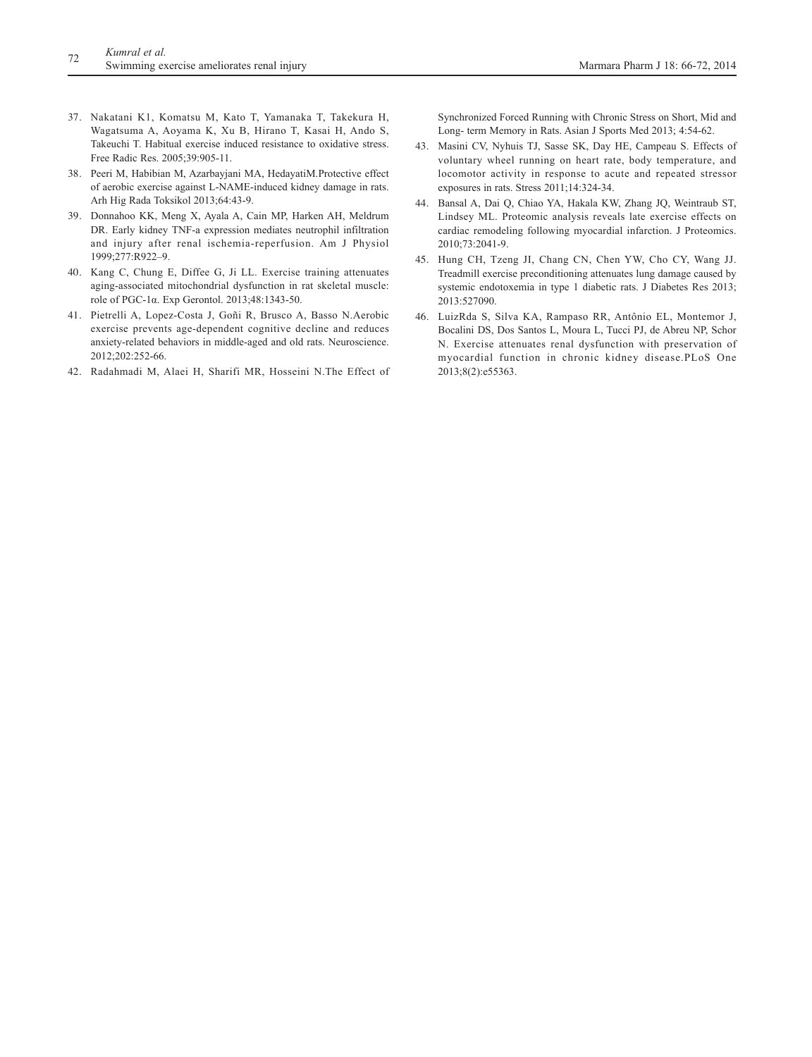37. Nakatani K1, Komatsu M, Kato T, Yamanaka T, Takekura H, Wagatsuma A, Aoyama K, Xu B, Hirano T, Kasai H, Ando S, Takeuchi T. Habitual exercise induced resistance to oxidative stress. Free Radic Res. 2005;39:905-11.
38. Peeri M, Habibian M, Azarbayjani MA, HedayatiM.Protective effect of aerobic exercise against L-NAME-induced kidney damage in rats. Arh Hig Rada Toksikol 2013;64:43-9.
39. Donnahoo KK, Meng X, Ayala A, Cain MP, Harken AH, Meldrum DR. Early kidney TNF-a expression mediates neutrophil infiltration and injury after renal ischemia-reperfusion. Am J Physiol 1999;277:R922–9.
40. Kang C, Chung E, Diffee G, Ji LL. Exercise training attenuates aging-associated mitochondrial dysfunction in rat skeletal muscle: role of PGC-1α. Exp Gerontol. 2013;48:1343-50.
41. Pietrelli A, Lopez-Costa J, Goñi R, Brusco A, Basso N.Aerobic exercise prevents age-dependent cognitive decline and reduces anxiety-related behaviors in middle-aged and old rats. Neuroscience. 2012;202:252-66.
42. Radahmadi M, Alaei H, Sharifi MR, Hosseini N.The Effect of Synchronized Forced Running with Chronic Stress on Short, Mid and Long- term Memory in Rats. Asian J Sports Med 2013; 4:54-62.
43. Masini CV, Nyhuis TJ, Sasse SK, Day HE, Campeau S. Effects of voluntary wheel running on heart rate, body temperature, and locomotor activity in response to acute and repeated stressor exposures in rats. Stress 2011;14:324-34.
44. Bansal A, Dai Q, Chiao YA, Hakala KW, Zhang JQ, Weintraub ST, Lindsey ML. Proteomic analysis reveals late exercise effects on cardiac remodeling following myocardial infarction. J Proteomics. 2010;73:2041-9.
45. Hung CH, Tzeng JI, Chang CN, Chen YW, Cho CY, Wang JJ. Treadmill exercise preconditioning attenuates lung damage caused by systemic endotoxemia in type 1 diabetic rats. J Diabetes Res 2013; 2013:527090.
46. LuizRda S, Silva KA, Rampaso RR, Antônio EL, Montemor J, Bocalini DS, Dos Santos L, Moura L, Tucci PJ, de Abreu NP, Schor N. Exercise attenuates renal dysfunction with preservation of myocardial function in chronic kidney disease.PLoS One 2013;8(2):e55363.